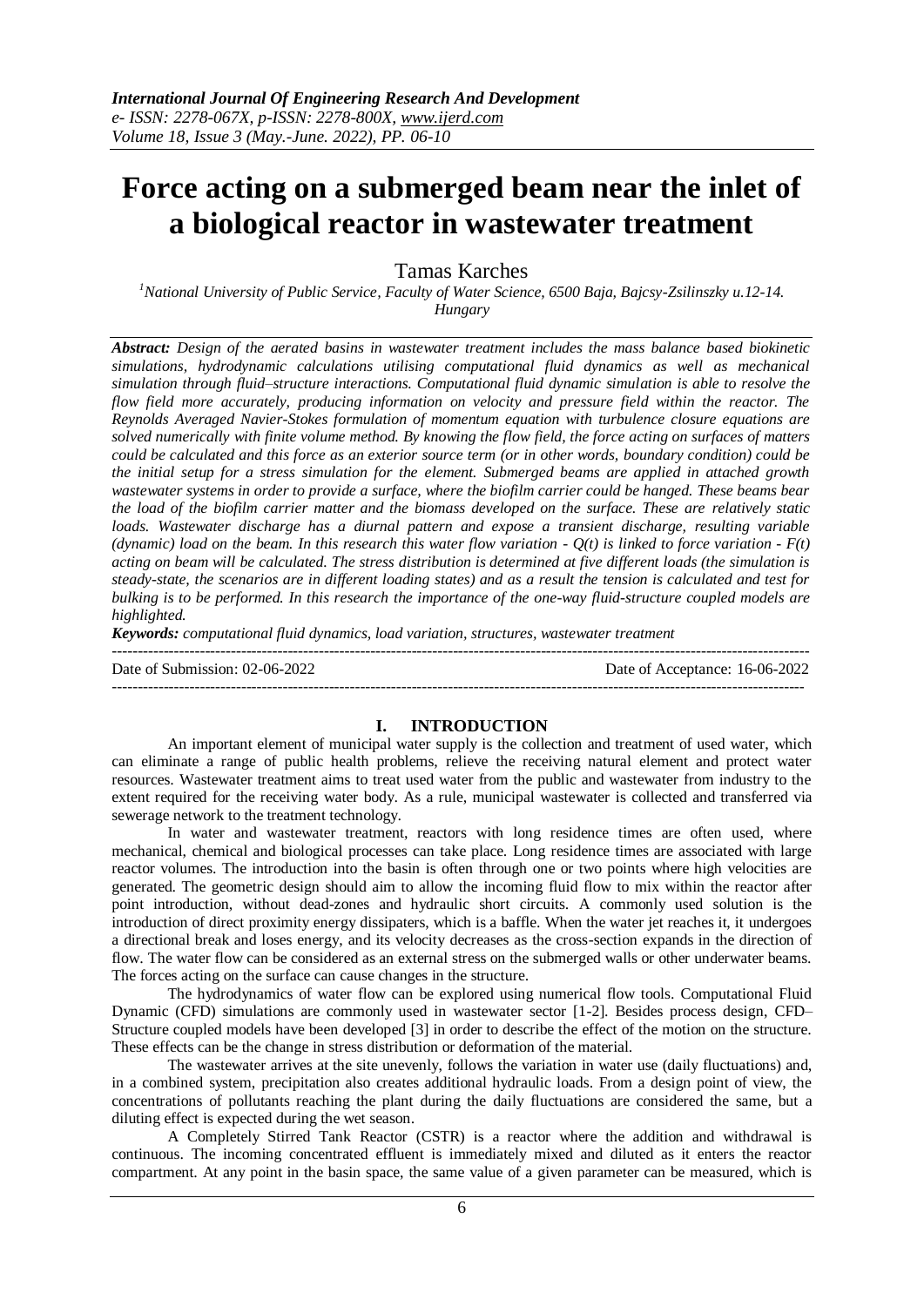# Force acting on a submerged beam near the inlet of a biological reactor in wastewater treatment

Tamas Karches

[1]National University of Public Service, Faculty of Water Science, 6500 Baja, Bajcsy-Zsilinszky u.12-14. Hungary

***Abstract:*** *Design of the aerated basins in wastewater treatment includes the mass balance based biokinetic simulations, hydrodynamic calculations utilising computational fluid dynamics as well as mechanical simulation through fluid–structure interactions. Computational fluid dynamic simulation is able to resolve the flow field more accurately, producing information on velocity and pressure field within the reactor. The Reynolds Averaged Navier-Stokes formulation of momentum equation with turbulence closure equations are solved numerically with finite volume method. By knowing the flow field, the force acting on surfaces of matters could be calculated and this force as an exterior source term (or in other words, boundary condition) could be the initial setup for a stress simulation for the element. Submerged beams are applied in attached growth wastewater systems in order to provide a surface, where the biofilm carrier could be hanged. These beams bear the load of the biofilm carrier matter and the biomass developed on the surface. These are relatively static loads. Wastewater discharge has a diurnal pattern and expose a transient discharge, resulting variable (dynamic) load on the beam. In this research this water flow variation - Q(t) is linked to force variation - F(t) acting on beam will be calculated. The stress distribution is determined at five different loads (the simulation is steady-state, the scenarios are in different loading states) and as a result the tension is calculated and test for bulking is to be performed. In this research the importance of the one-way fluid-structure coupled models are highlighted.*

***Keywords:*** *computational fluid dynamics, load variation, structures, wastewater treatment*

---

Date of Submission: 02-06-2022 | Date of Acceptance: 16-06-2022

---

## I. INTRODUCTION

An important element of municipal water supply is the collection and treatment of used water, which can eliminate a range of public health problems, relieve the receiving natural element and protect water resources. Wastewater treatment aims to treat used water from the public and wastewater from industry to the extent required for the receiving water body. As a rule, municipal wastewater is collected and transferred via sewerage network to the treatment technology.

In water and wastewater treatment, reactors with long residence times are often used, where mechanical, chemical and biological processes can take place. Long residence times are associated with large reactor volumes. The introduction into the basin is often through one or two points where high velocities are generated. The geometric design should aim to allow the incoming fluid flow to mix within the reactor after point introduction, without dead-zones and hydraulic short circuits. A commonly used solution is the introduction of direct proximity energy dissipaters, which is a baffle. When the water jet reaches it, it undergoes a directional break and loses energy, and its velocity decreases as the cross-section expands in the direction of flow. The water flow can be considered as an external stress on the submerged walls or other underwater beams. The forces acting on the surface can cause changes in the structure.

The hydrodynamics of water flow can be explored using numerical flow tools. Computational Fluid Dynamic (CFD) simulations are commonly used in wastewater sector [1-2]. Besides process design, CFD–Structure coupled models have been developed [3] in order to describe the effect of the motion on the structure. These effects can be the change in stress distribution or deformation of the material.

The wastewater arrives at the site unevenly, follows the variation in water use (daily fluctuations) and, in a combined system, precipitation also creates additional hydraulic loads. From a design point of view, the concentrations of pollutants reaching the plant during the daily fluctuations are considered the same, but a diluting effect is expected during the wet season.

A Completely Stirred Tank Reactor (CSTR) is a reactor where the addition and withdrawal is continuous. The incoming concentrated effluent is immediately mixed and diluted as it enters the reactor compartment. At any point in the basin space, the same value of a given parameter can be measured, which is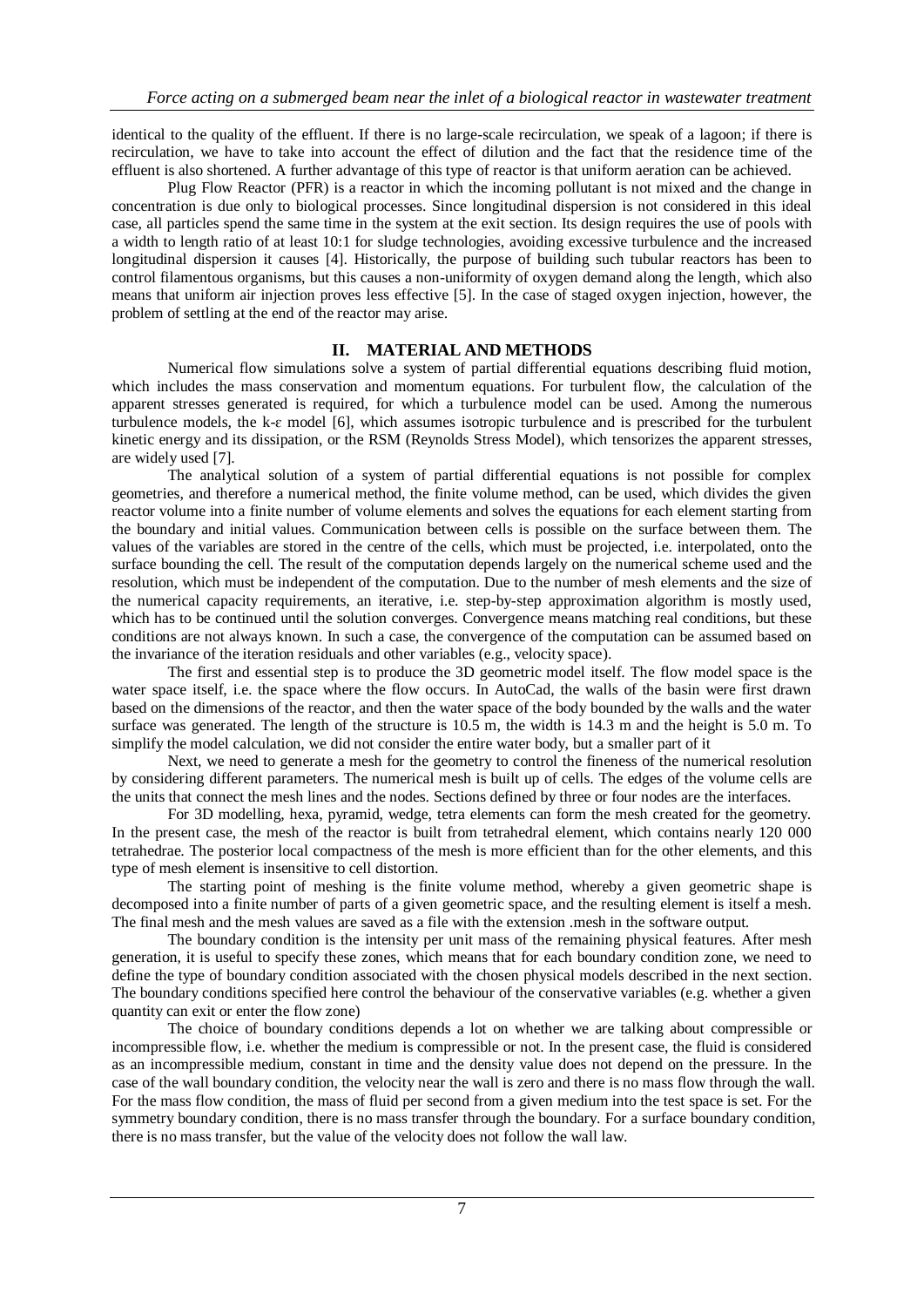identical to the quality of the effluent. If there is no large-scale recirculation, we speak of a lagoon; if there is recirculation, we have to take into account the effect of dilution and the fact that the residence time of the effluent is also shortened. A further advantage of this type of reactor is that uniform aeration can be achieved.

Plug Flow Reactor (PFR) is a reactor in which the incoming pollutant is not mixed and the change in concentration is due only to biological processes. Since longitudinal dispersion is not considered in this ideal case, all particles spend the same time in the system at the exit section. Its design requires the use of pools with a width to length ratio of at least 10:1 for sludge technologies, avoiding excessive turbulence and the increased longitudinal dispersion it causes [4]. Historically, the purpose of building such tubular reactors has been to control filamentous organisms, but this causes a non-uniformity of oxygen demand along the length, which also means that uniform air injection proves less effective [5]. In the case of staged oxygen injection, however, the problem of settling at the end of the reactor may arise.

## II. MATERIAL AND METHODS

Numerical flow simulations solve a system of partial differential equations describing fluid motion, which includes the mass conservation and momentum equations. For turbulent flow, the calculation of the apparent stresses generated is required, for which a turbulence model can be used. Among the numerous turbulence models, the k-$\varepsilon$ model [6], which assumes isotropic turbulence and is prescribed for the turbulent kinetic energy and its dissipation, or the RSM (Reynolds Stress Model), which tensorizes the apparent stresses, are widely used [7].

The analytical solution of a system of partial differential equations is not possible for complex geometries, and therefore a numerical method, the finite volume method, can be used, which divides the given reactor volume into a finite number of volume elements and solves the equations for each element starting from the boundary and initial values. Communication between cells is possible on the surface between them. The values of the variables are stored in the centre of the cells, which must be projected, i.e. interpolated, onto the surface bounding the cell. The result of the computation depends largely on the numerical scheme used and the resolution, which must be independent of the computation. Due to the number of mesh elements and the size of the numerical capacity requirements, an iterative, i.e. step-by-step approximation algorithm is mostly used, which has to be continued until the solution converges. Convergence means matching real conditions, but these conditions are not always known. In such a case, the convergence of the computation can be assumed based on the invariance of the iteration residuals and other variables (e.g., velocity space).

The first and essential step is to produce the 3D geometric model itself. The flow model space is the water space itself, i.e. the space where the flow occurs. In AutoCad, the walls of the basin were first drawn based on the dimensions of the reactor, and then the water space of the body bounded by the walls and the water surface was generated. The length of the structure is 10.5 m, the width is 14.3 m and the height is 5.0 m. To simplify the model calculation, we did not consider the entire water body, but a smaller part of it

Next, we need to generate a mesh for the geometry to control the fineness of the numerical resolution by considering different parameters. The numerical mesh is built up of cells. The edges of the volume cells are the units that connect the mesh lines and the nodes. Sections defined by three or four nodes are the interfaces.

For 3D modelling, hexa, pyramid, wedge, tetra elements can form the mesh created for the geometry. In the present case, the mesh of the reactor is built from tetrahedral element, which contains nearly 120 000 tetrahedrae. The posterior local compactness of the mesh is more efficient than for the other elements, and this type of mesh element is insensitive to cell distortion.

The starting point of meshing is the finite volume method, whereby a given geometric shape is decomposed into a finite number of parts of a given geometric space, and the resulting element is itself a mesh. The final mesh and the mesh values are saved as a file with the extension .mesh in the software output.

The boundary condition is the intensity per unit mass of the remaining physical features. After mesh generation, it is useful to specify these zones, which means that for each boundary condition zone, we need to define the type of boundary condition associated with the chosen physical models described in the next section. The boundary conditions specified here control the behaviour of the conservative variables (e.g. whether a given quantity can exit or enter the flow zone)

The choice of boundary conditions depends a lot on whether we are talking about compressible or incompressible flow, i.e. whether the medium is compressible or not. In the present case, the fluid is considered as an incompressible medium, constant in time and the density value does not depend on the pressure. In the case of the wall boundary condition, the velocity near the wall is zero and there is no mass flow through the wall. For the mass flow condition, the mass of fluid per second from a given medium into the test space is set. For the symmetry boundary condition, there is no mass transfer through the boundary. For a surface boundary condition, there is no mass transfer, but the value of the velocity does not follow the wall law.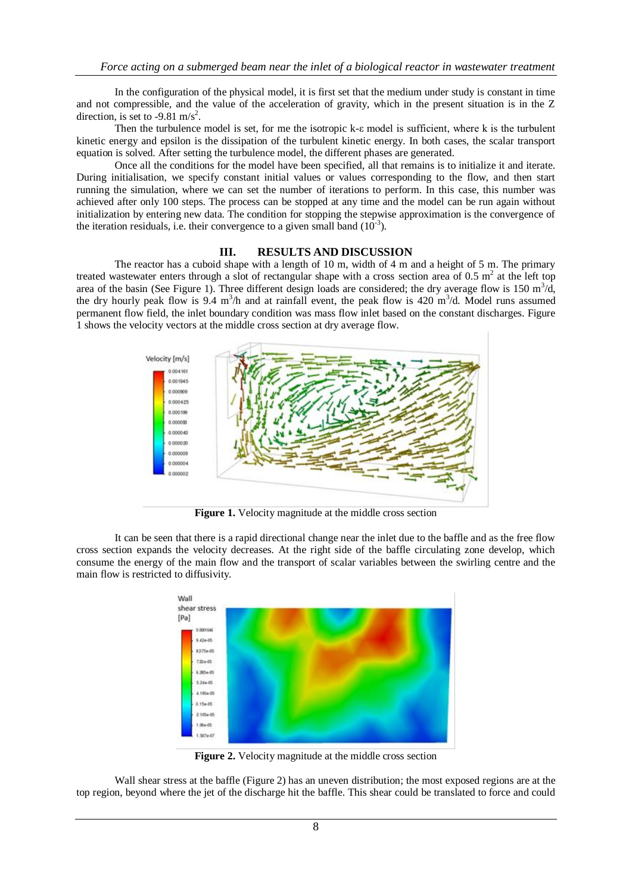In the configuration of the physical model, it is first set that the medium under study is constant in time and not compressible, and the value of the acceleration of gravity, which in the present situation is in the Z direction, is set to -9.81 $m/s^2$.

Then the turbulence model is set, for me the isotropic k-ε model is sufficient, where k is the turbulent kinetic energy and epsilon is the dissipation of the turbulent kinetic energy. In both cases, the scalar transport equation is solved. After setting the turbulence model, the different phases are generated.

Once all the conditions for the model have been specified, all that remains is to initialize it and iterate. During initialisation, we specify constant initial values or values corresponding to the flow, and then start running the simulation, where we can set the number of iterations to perform. In this case, this number was achieved after only 100 steps. The process can be stopped at any time and the model can be run again without initialization by entering new data. The condition for stopping the stepwise approximation is the convergence of the iteration residuals, i.e. their convergence to a given small band ($10^{-3}$).

## III. RESULTS AND DISCUSSION

The reactor has a cuboid shape with a length of 10 m, width of 4 m and a height of 5 m. The primary treated wastewater enters through a slot of rectangular shape with a cross section area of 0.5 $m^2$ at the left top area of the basin (See Figure 1). Three different design loads are considered; the dry average flow is 150 $m^3/d$, the dry hourly peak flow is 9.4 $m^3/h$ and at rainfall event, the peak flow is 420 $m^3/d$. Model runs assumed permanent flow field, the inlet boundary condition was mass flow inlet based on the constant discharges. Figure 1 shows the velocity vectors at the middle cross section at dry average flow.

**Figure 1.** Velocity magnitude at the middle cross section

It can be seen that there is a rapid directional change near the inlet due to the baffle and as the free flow cross section expands the velocity decreases. At the right side of the baffle circulating zone develop, which consume the energy of the main flow and the transport of scalar variables between the swirling centre and the main flow is restricted to diffusivity.

**Figure 2.** Velocity magnitude at the middle cross section

Wall shear stress at the baffle (Figure 2) has an uneven distribution; the most exposed regions are at the top region, beyond where the jet of the discharge hit the baffle. This shear could be translated to force and could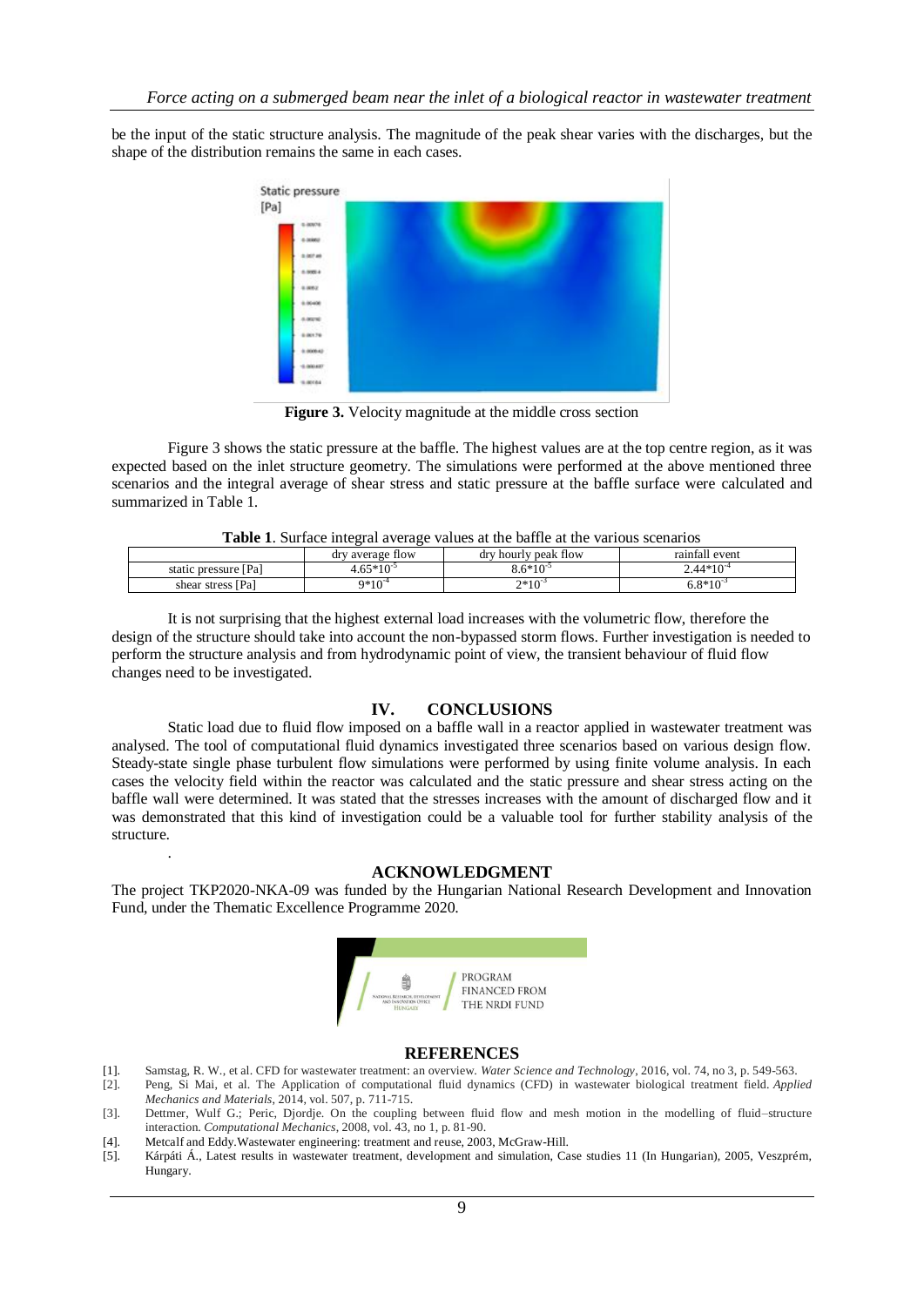be the input of the static structure analysis. The magnitude of the peak shear varies with the discharges, but the shape of the distribution remains the same in each cases.

**Figure 3.** Velocity magnitude at the middle cross section

Figure 3 shows the static pressure at the baffle. The highest values are at the top centre region, as it was expected based on the inlet structure geometry. The simulations were performed at the above mentioned three scenarios and the integral average of shear stress and static pressure at the baffle surface were calculated and summarized in Table 1.

**Table 1**. Surface integral average values at the baffle at the various scenarios

| | dry average flow | dry hourly peak flow | rainfall event |
|---|---|---|---|
| static pressure [Pa] | $4.65*10^{-5}$ | $8.6*10^{-5}$ | $2.44*10^{-4}$ |
| shear stress [Pa] | $9*10^{-4}$ | $2*10^{-3}$ | $6.8*10^{-3}$ |

It is not surprising that the highest external load increases with the volumetric flow, therefore the design of the structure should take into account the non-bypassed storm flows. Further investigation is needed to perform the structure analysis and from hydrodynamic point of view, the transient behaviour of fluid flow changes need to be investigated.

## IV. CONCLUSIONS

Static load due to fluid flow imposed on a baffle wall in a reactor applied in wastewater treatment was analysed. The tool of computational fluid dynamics investigated three scenarios based on various design flow. Steady-state single phase turbulent flow simulations were performed by using finite volume analysis. In each cases the velocity field within the reactor was calculated and the static pressure and shear stress acting on the baffle wall were determined. It was stated that the stresses increases with the amount of discharged flow and it was demonstrated that this kind of investigation could be a valuable tool for further stability analysis of the structure.

## ACKNOWLEDGMENT

The project TKP2020-NKA-09 was funded by the Hungarian National Research Development and Innovation Fund, under the Thematic Excellence Programme 2020.

## REFERENCES

[1]. Samstag, R. W., et al. CFD for wastewater treatment: an overview. *Water Science and Technology*, 2016, vol. 74, no 3, p. 549-563.

[2]. Peng, Si Mai, et al. The Application of computational fluid dynamics (CFD) in wastewater biological treatment field. *Applied Mechanics and Materials*, 2014, vol. 507, p. 711-715.

[3]. Dettmer, Wulf G.; Peric, Djordje. On the coupling between fluid flow and mesh motion in the modelling of fluid–structure interaction. *Computational Mechanics*, 2008, vol. 43, no 1, p. 81-90.

[4]. Metcalf and Eddy.Wastewater engineering: treatment and reuse, 2003, McGraw-Hill.

[5]. Kárpáti Á., Latest results in wastewater treatment, development and simulation, Case studies 11 (In Hungarian), 2005, Veszprém, Hungary.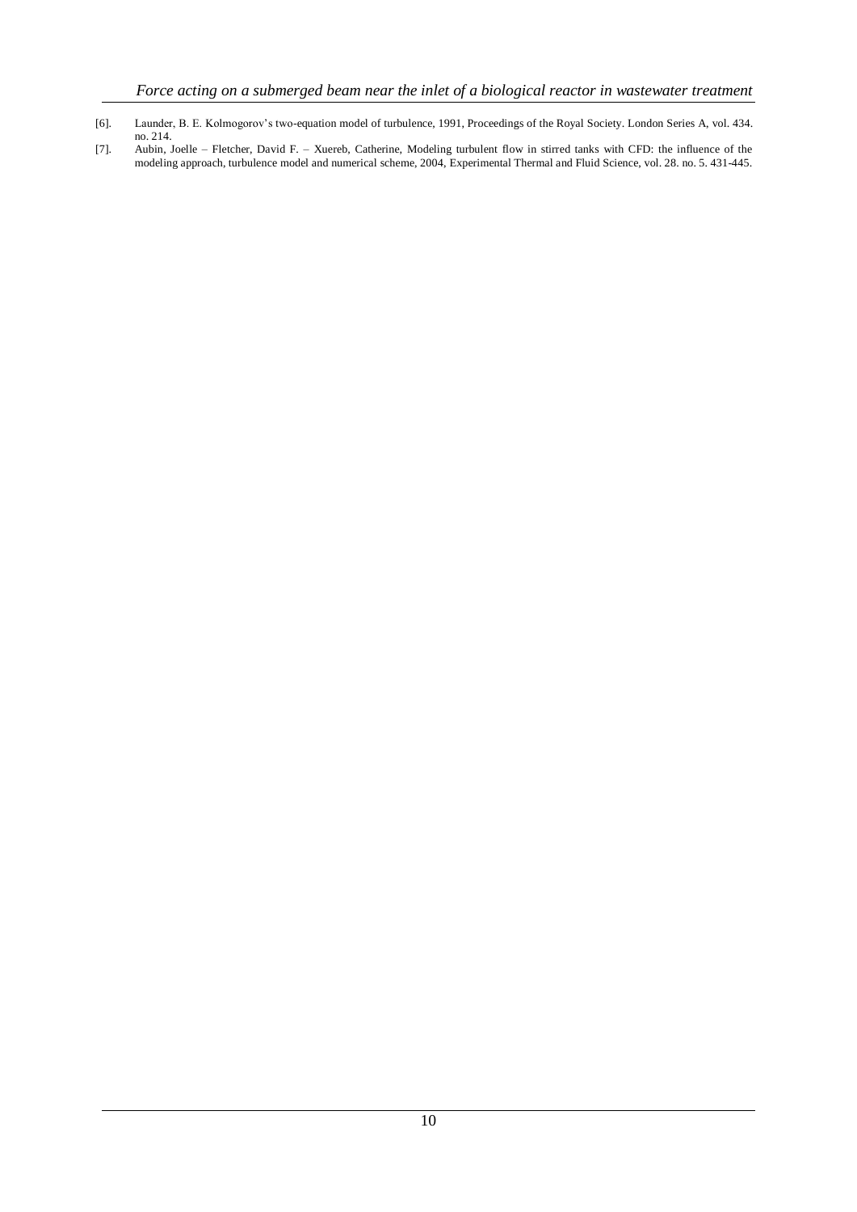[6]. Launder, B. E. Kolmogorov's two-equation model of turbulence, 1991, Proceedings of the Royal Society. London Series A, vol. 434. no. 214.

[7]. Aubin, Joelle – Fletcher, David F. – Xuereb, Catherine, Modeling turbulent flow in stirred tanks with CFD: the influence of the modeling approach, turbulence model and numerical scheme, 2004, Experimental Thermal and Fluid Science, vol. 28. no. 5. 431-445.